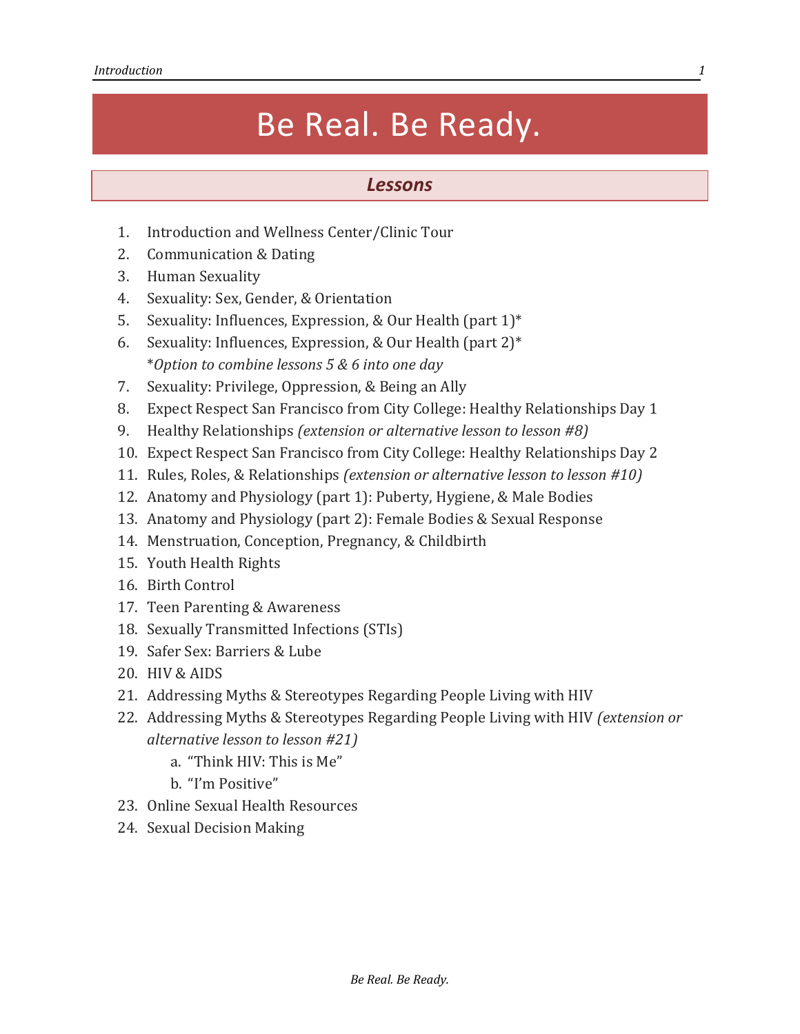# Be Real. Be Ready.

## *Lessons*

1. Introduction and Wellness Center/Clinic Tour
2. Communication & Dating
3. Human Sexuality
4. Sexuality: Sex, Gender, & Orientation
5. Sexuality: Influences, Expression, & Our Health (part 1)*
6. Sexuality: Influences, Expression, & Our Health (part 2)*
   **Option to combine lessons 5 & 6 into one day*
7. Sexuality: Privilege, Oppression, & Being an Ally
8. Expect Respect San Francisco from City College: Healthy Relationships Day 1
9. Healthy Relationships *(extension or alternative lesson to lesson #8)*
10. Expect Respect San Francisco from City College: Healthy Relationships Day 2
11. Rules, Roles, & Relationships *(extension or alternative lesson to lesson #10)*
12. Anatomy and Physiology (part 1): Puberty, Hygiene, & Male Bodies
13. Anatomy and Physiology (part 2): Female Bodies & Sexual Response
14. Menstruation, Conception, Pregnancy, & Childbirth
15. Youth Health Rights
16. Birth Control
17. Teen Parenting & Awareness
18. Sexually Transmitted Infections (STIs)
19. Safer Sex: Barriers & Lube
20. HIV & AIDS
21. Addressing Myths & Stereotypes Regarding People Living with HIV
22. Addressing Myths & Stereotypes Regarding People Living with HIV *(extension or alternative lesson to lesson #21)*
    a. "Think HIV: This is Me"
    b. "I'm Positive"
23. Online Sexual Health Resources
24. Sexual Decision Making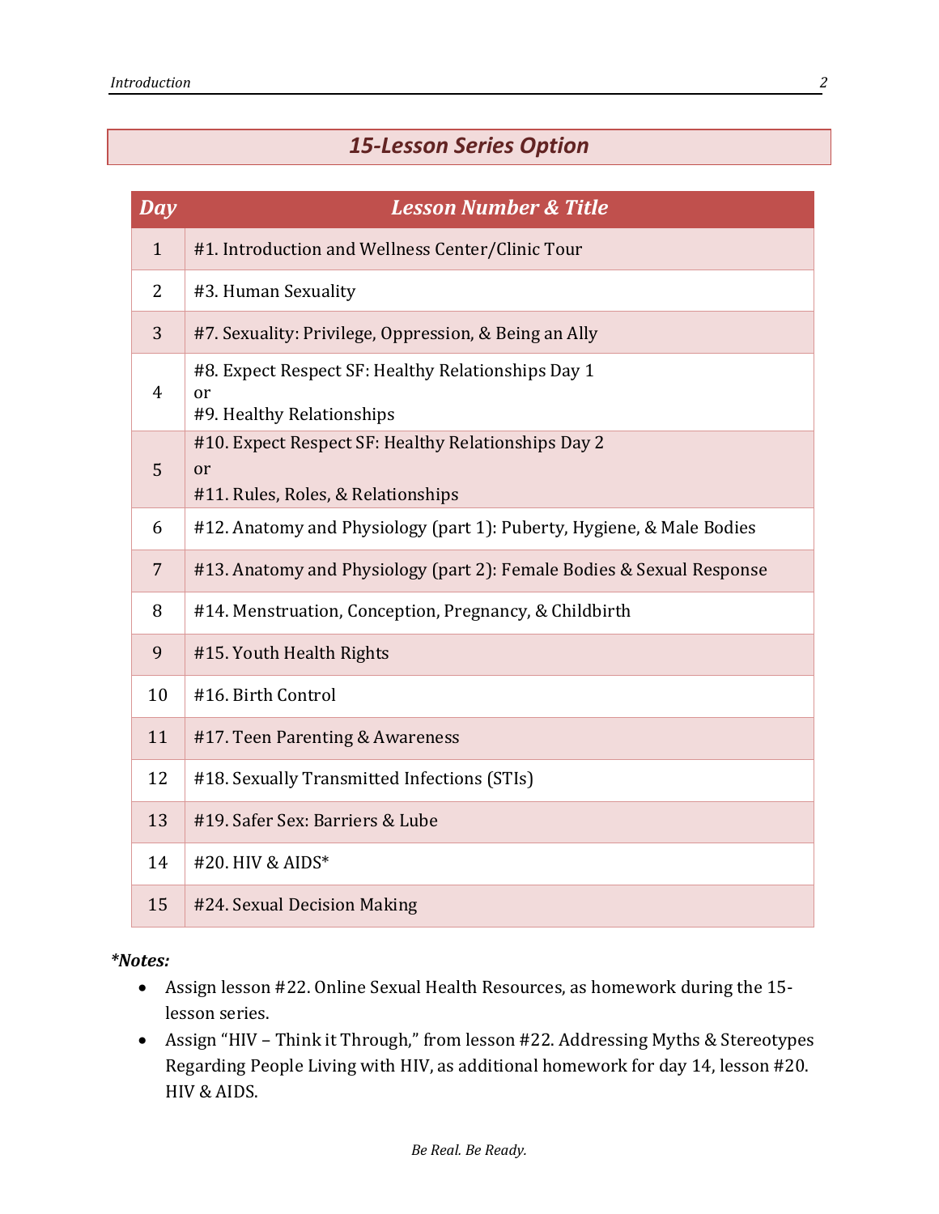## *15-Lesson Series Option*

| *Day* | *Lesson Number & Title* |
|---|---|
| 1 | #1. Introduction and Wellness Center/Clinic Tour |
| 2 | #3. Human Sexuality |
| 3 | #7. Sexuality: Privilege, Oppression, & Being an Ally |
| 4 | #8. Expect Respect SF: Healthy Relationships Day 1<br>or<br>#9. Healthy Relationships |
| 5 | #10. Expect Respect SF: Healthy Relationships Day 2<br>or<br>#11. Rules, Roles, & Relationships |
| 6 | #12. Anatomy and Physiology (part 1): Puberty, Hygiene, & Male Bodies |
| 7 | #13. Anatomy and Physiology (part 2): Female Bodies & Sexual Response |
| 8 | #14. Menstruation, Conception, Pregnancy, & Childbirth |
| 9 | #15. Youth Health Rights |
| 10 | #16. Birth Control |
| 11 | #17. Teen Parenting & Awareness |
| 12 | #18. Sexually Transmitted Infections (STIs) |
| 13 | #19. Safer Sex: Barriers & Lube |
| 14 | #20. HIV & AIDS* |
| 15 | #24. Sexual Decision Making |

***Notes:***

- Assign lesson #22. Online Sexual Health Resources, as homework during the 15-lesson series.
- Assign "HIV – Think it Through," from lesson #22. Addressing Myths & Stereotypes Regarding People Living with HIV, as additional homework for day 14, lesson #20. HIV & AIDS.